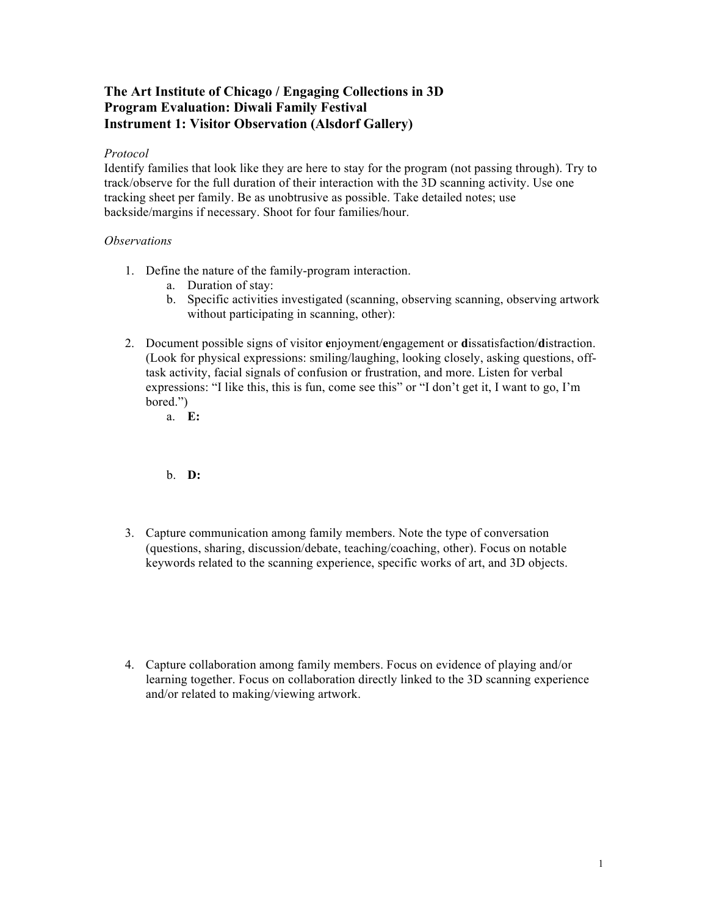**The Art Institute of Chicago / Engaging Collections in 3D**
**Program Evaluation: Diwali Family Festival**
**Instrument 1: Visitor Observation (Alsdorf Gallery)**

*Protocol*

Identify families that look like they are here to stay for the program (not passing through). Try to track/observe for the full duration of their interaction with the 3D scanning activity. Use one tracking sheet per family. Be as unobtrusive as possible. Take detailed notes; use backside/margins if necessary. Shoot for four families/hour.

*Observations*

1. Define the nature of the family-program interaction.
   a. Duration of stay:
   b. Specific activities investigated (scanning, observing scanning, observing artwork without participating in scanning, other):

2. Document possible signs of visitor **e**njoyment/**e**ngagement or **d**issatisfaction/**d**istraction. (Look for physical expressions: smiling/laughing, looking closely, asking questions, off-task activity, facial signals of confusion or frustration, and more. Listen for verbal expressions: "I like this, this is fun, come see this" or "I don't get it, I want to go, I'm bored.")
   a. **E:**

   b. **D:**

3. Capture communication among family members. Note the type of conversation (questions, sharing, discussion/debate, teaching/coaching, other). Focus on notable keywords related to the scanning experience, specific works of art, and 3D objects.

4. Capture collaboration among family members. Focus on evidence of playing and/or learning together. Focus on collaboration directly linked to the 3D scanning experience and/or related to making/viewing artwork.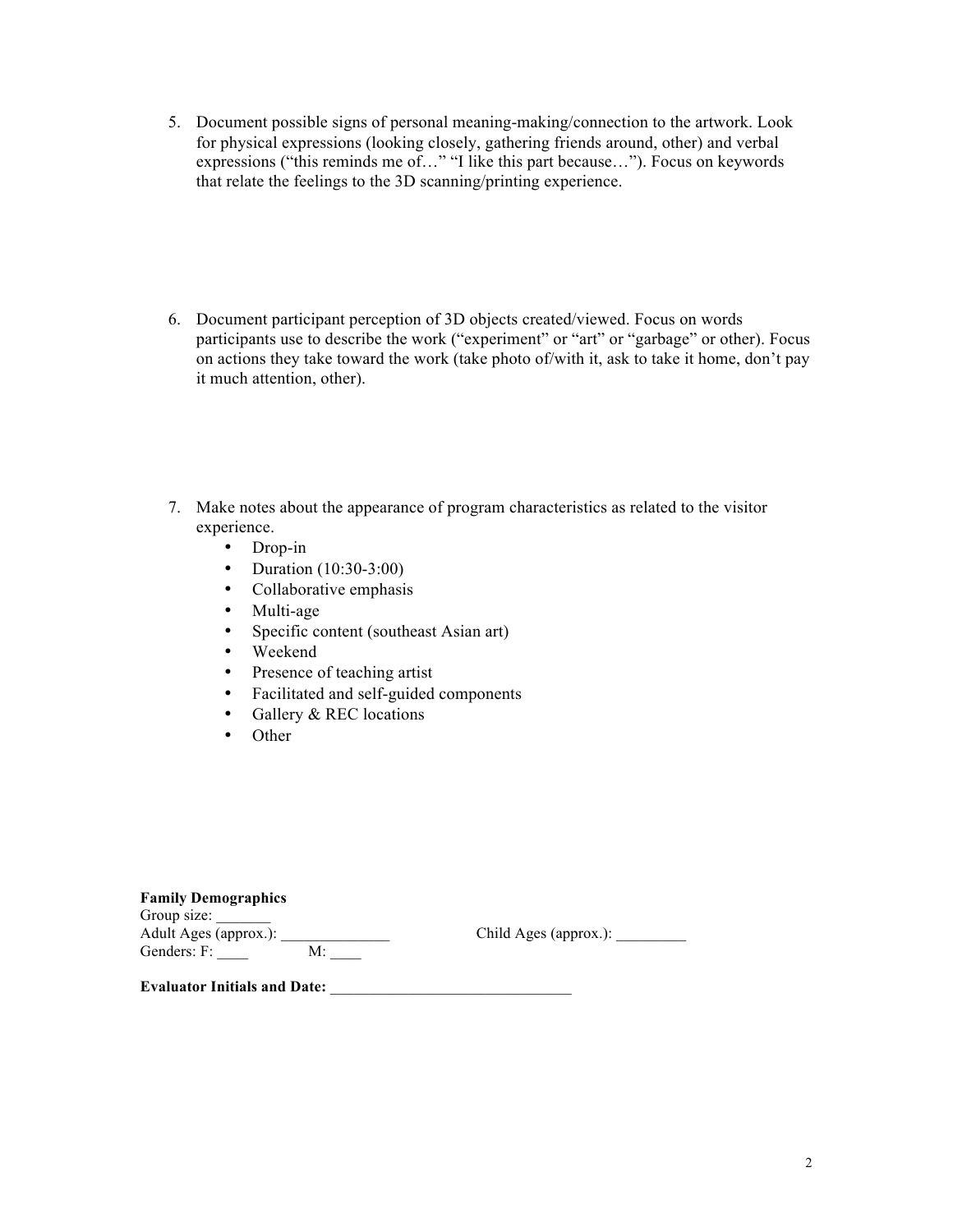5. Document possible signs of personal meaning-making/connection to the artwork. Look for physical expressions (looking closely, gathering friends around, other) and verbal expressions ("this reminds me of…" "I like this part because…"). Focus on keywords that relate the feelings to the 3D scanning/printing experience.

6. Document participant perception of 3D objects created/viewed. Focus on words participants use to describe the work ("experiment" or "art" or "garbage" or other). Focus on actions they take toward the work (take photo of/with it, ask to take it home, don't pay it much attention, other).

7. Make notes about the appearance of program characteristics as related to the visitor experience.
   - Drop-in
   - Duration (10:30-3:00)
   - Collaborative emphasis
   - Multi-age
   - Specific content (southeast Asian art)
   - Weekend
   - Presence of teaching artist
   - Facilitated and self-guided components
   - Gallery & REC locations
   - Other

**Family Demographics**

Group size: _______

Adult Ages (approx.): ______________ Child Ages (approx.): _________

Genders: F: ____ M: ____

**Evaluator Initials and Date:** ______________________________